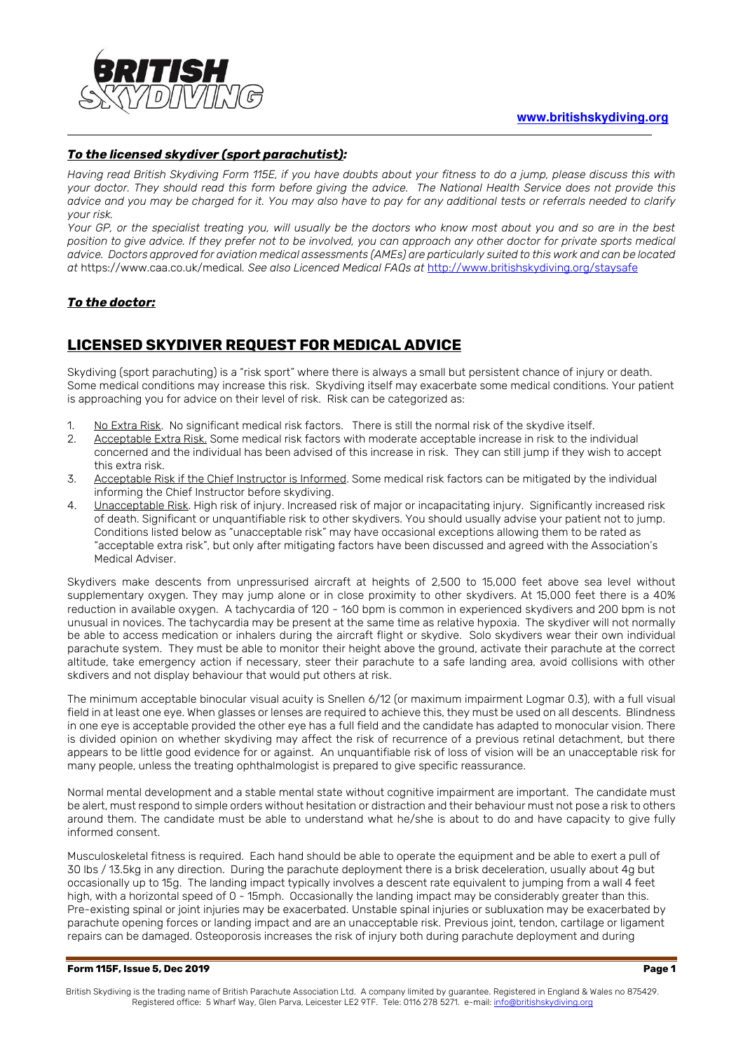**www.britishskydiving.org**

***To the licensed skydiver (sport parachutist):***

*Having read British Skydiving Form 115E, if you have doubts about your fitness to do a jump, please discuss this with your doctor. They should read this form before giving the advice. The National Health Service does not provide this advice and you may be charged for it. You may also have to pay for any additional tests or referrals needed to clarify your risk.*

*Your GP, or the specialist treating you, will usually be the doctors who know most about you and so are in the best position to give advice. If they prefer not to be involved, you can approach any other doctor for private sports medical advice. Doctors approved for aviation medical assessments (AMEs) are particularly suited to this work and can be located at* https://www.caa.co.uk/medical. *See also Licenced Medical FAQs at* http://www.britishskydiving.org/staysafe

***To the doctor:***

## LICENSED SKYDIVER REQUEST FOR MEDICAL ADVICE

Skydiving (sport parachuting) is a "risk sport" where there is always a small but persistent chance of injury or death. Some medical conditions may increase this risk. Skydiving itself may exacerbate some medical conditions. Your patient is approaching you for advice on their level of risk. Risk can be categorized as:

1. No Extra Risk. No significant medical risk factors. There is still the normal risk of the skydive itself.
2. Acceptable Extra Risk. Some medical risk factors with moderate acceptable increase in risk to the individual concerned and the individual has been advised of this increase in risk. They can still jump if they wish to accept this extra risk.
3. Acceptable Risk if the Chief Instructor is Informed. Some medical risk factors can be mitigated by the individual informing the Chief Instructor before skydiving.
4. Unacceptable Risk. High risk of injury. Increased risk of major or incapacitating injury. Significantly increased risk of death. Significant or unquantifiable risk to other skydivers. You should usually advise your patient not to jump. Conditions listed below as "unacceptable risk" may have occasional exceptions allowing them to be rated as "acceptable extra risk", but only after mitigating factors have been discussed and agreed with the Association's Medical Adviser.

Skydivers make descents from unpressurised aircraft at heights of 2,500 to 15,000 feet above sea level without supplementary oxygen. They may jump alone or in close proximity to other skydivers. At 15,000 feet there is a 40% reduction in available oxygen. A tachycardia of 120 - 160 bpm is common in experienced skydivers and 200 bpm is not unusual in novices. The tachycardia may be present at the same time as relative hypoxia. The skydiver will not normally be able to access medication or inhalers during the aircraft flight or skydive. Solo skydivers wear their own individual parachute system. They must be able to monitor their height above the ground, activate their parachute at the correct altitude, take emergency action if necessary, steer their parachute to a safe landing area, avoid collisions with other skdivers and not display behaviour that would put others at risk.

The minimum acceptable binocular visual acuity is Snellen 6/12 (or maximum impairment Logmar 0.3), with a full visual field in at least one eye. When glasses or lenses are required to achieve this, they must be used on all descents. Blindness in one eye is acceptable provided the other eye has a full field and the candidate has adapted to monocular vision. There is divided opinion on whether skydiving may affect the risk of recurrence of a previous retinal detachment, but there appears to be little good evidence for or against. An unquantifiable risk of loss of vision will be an unacceptable risk for many people, unless the treating ophthalmologist is prepared to give specific reassurance.

Normal mental development and a stable mental state without cognitive impairment are important. The candidate must be alert, must respond to simple orders without hesitation or distraction and their behaviour must not pose a risk to others around them. The candidate must be able to understand what he/she is about to do and have capacity to give fully informed consent.

Musculoskeletal fitness is required. Each hand should be able to operate the equipment and be able to exert a pull of 30 lbs / 13.5kg in any direction. During the parachute deployment there is a brisk deceleration, usually about 4g but occasionally up to 15g. The landing impact typically involves a descent rate equivalent to jumping from a wall 4 feet high, with a horizontal speed of 0 - 15mph. Occasionally the landing impact may be considerably greater than this. Pre-existing spinal or joint injuries may be exacerbated. Unstable spinal injuries or subluxation may be exacerbated by parachute opening forces or landing impact and are an unacceptable risk. Previous joint, tendon, cartilage or ligament repairs can be damaged. Osteoporosis increases the risk of injury both during parachute deployment and during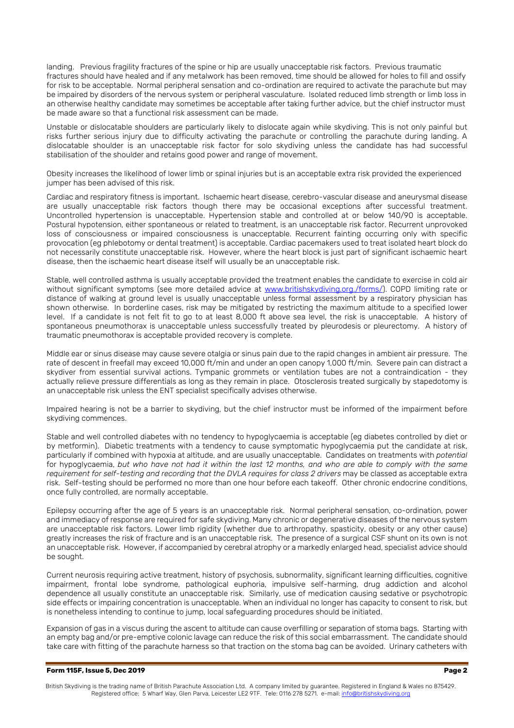landing. Previous fragility fractures of the spine or hip are usually unacceptable risk factors. Previous traumatic fractures should have healed and if any metalwork has been removed, time should be allowed for holes to fill and ossify for risk to be acceptable. Normal peripheral sensation and co-ordination are required to activate the parachute but may be impaired by disorders of the nervous system or peripheral vasculature. Isolated reduced limb strength or limb loss in an otherwise healthy candidate may sometimes be acceptable after taking further advice, but the chief instructor must be made aware so that a functional risk assessment can be made.

Unstable or dislocatable shoulders are particularly likely to dislocate again while skydiving. This is not only painful but risks further serious injury due to difficulty activating the parachute or controlling the parachute during landing. A dislocatable shoulder is an unacceptable risk factor for solo skydiving unless the candidate has had successful stabilisation of the shoulder and retains good power and range of movement.

Obesity increases the likelihood of lower limb or spinal injuries but is an acceptable extra risk provided the experienced jumper has been advised of this risk.

Cardiac and respiratory fitness is important. Ischaemic heart disease, cerebro-vascular disease and aneurysmal disease are usually unacceptable risk factors though there may be occasional exceptions after successful treatment. Uncontrolled hypertension is unacceptable. Hypertension stable and controlled at or below 140/90 is acceptable. Postural hypotension, either spontaneous or related to treatment, is an unacceptable risk factor. Recurrent unprovoked loss of consciousness or impaired consciousness is unacceptable. Recurrent fainting occurring only with specific provocation (eg phlebotomy or dental treatment) is acceptable. Cardiac pacemakers used to treat isolated heart block do not necessarily constitute unacceptable risk. However, where the heart block is just part of significant ischaemic heart disease, then the ischaemic heart disease itself will usually be an unacceptable risk.

Stable, well controlled asthma is usually acceptable provided the treatment enables the candidate to exercise in cold air without significant symptoms (see more detailed advice at www.britishskydiving.org./forms/). COPD limiting rate or distance of walking at ground level is usually unacceptable unless formal assessment by a respiratory physician has shown otherwise. In borderline cases, risk may be mitigated by restricting the maximum altitude to a specified lower level. If a candidate is not felt fit to go to at least 8,000 ft above sea level, the risk is unacceptable. A history of spontaneous pneumothorax is unacceptable unless successfully treated by pleurodesis or pleurectomy. A history of traumatic pneumothorax is acceptable provided recovery is complete.

Middle ear or sinus disease may cause severe otalgia or sinus pain due to the rapid changes in ambient air pressure. The rate of descent in freefall may exceed 10,000 ft/min and under an open canopy 1,000 ft/min. Severe pain can distract a skydiver from essential survival actions. Tympanic grommets or ventilation tubes are not a contraindication - they actually relieve pressure differentials as long as they remain in place. Otosclerosis treated surgically by stapedotomy is an unacceptable risk unless the ENT specialist specifically advises otherwise.

Impaired hearing is not be a barrier to skydiving, but the chief instructor must be informed of the impairment before skydiving commences.

Stable and well controlled diabetes with no tendency to hypoglycaemia is acceptable (eg diabetes controlled by diet or by metformin). Diabetic treatments with a tendency to cause symptomatic hypoglycaemia put the candidate at risk, particularly if combined with hypoxia at altitude, and are usually unacceptable. Candidates on treatments with *potential* for hypoglycaemia, *but who have not had it within the last 12 months, and who are able to comply with the same requirement for self-testing and recording that the DVLA requires for class 2 drivers* may be classed as acceptable extra risk. Self-testing should be performed no more than one hour before each takeoff. Other chronic endocrine conditions, once fully controlled, are normally acceptable.

Epilepsy occurring after the age of 5 years is an unacceptable risk. Normal peripheral sensation, co-ordination, power and immediacy of response are required for safe skydiving. Many chronic or degenerative diseases of the nervous system are unacceptable risk factors. Lower limb rigidity (whether due to arthropathy, spasticity, obesity or any other cause) greatly increases the risk of fracture and is an unacceptable risk. The presence of a surgical CSF shunt on its own is not an unacceptable risk. However, if accompanied by cerebral atrophy or a markedly enlarged head, specialist advice should be sought.

Current neurosis requiring active treatment, history of psychosis, subnormality, significant learning difficulties, cognitive impairment, frontal lobe syndrome, pathological euphoria, impulsive self-harming, drug addiction and alcohol dependence all usually constitute an unacceptable risk. Similarly, use of medication causing sedative or psychotropic side effects or impairing concentration is unacceptable. When an individual no longer has capacity to consent to risk, but is nonetheless intending to continue to jump, local safeguarding procedures should be initiated.

Expansion of gas in a viscus during the ascent to altitude can cause overfilling or separation of stoma bags. Starting with an empty bag and/or pre-emptive colonic lavage can reduce the risk of this social embarrassment. The candidate should take care with fitting of the parachute harness so that traction on the stoma bag can be avoided. Urinary catheters with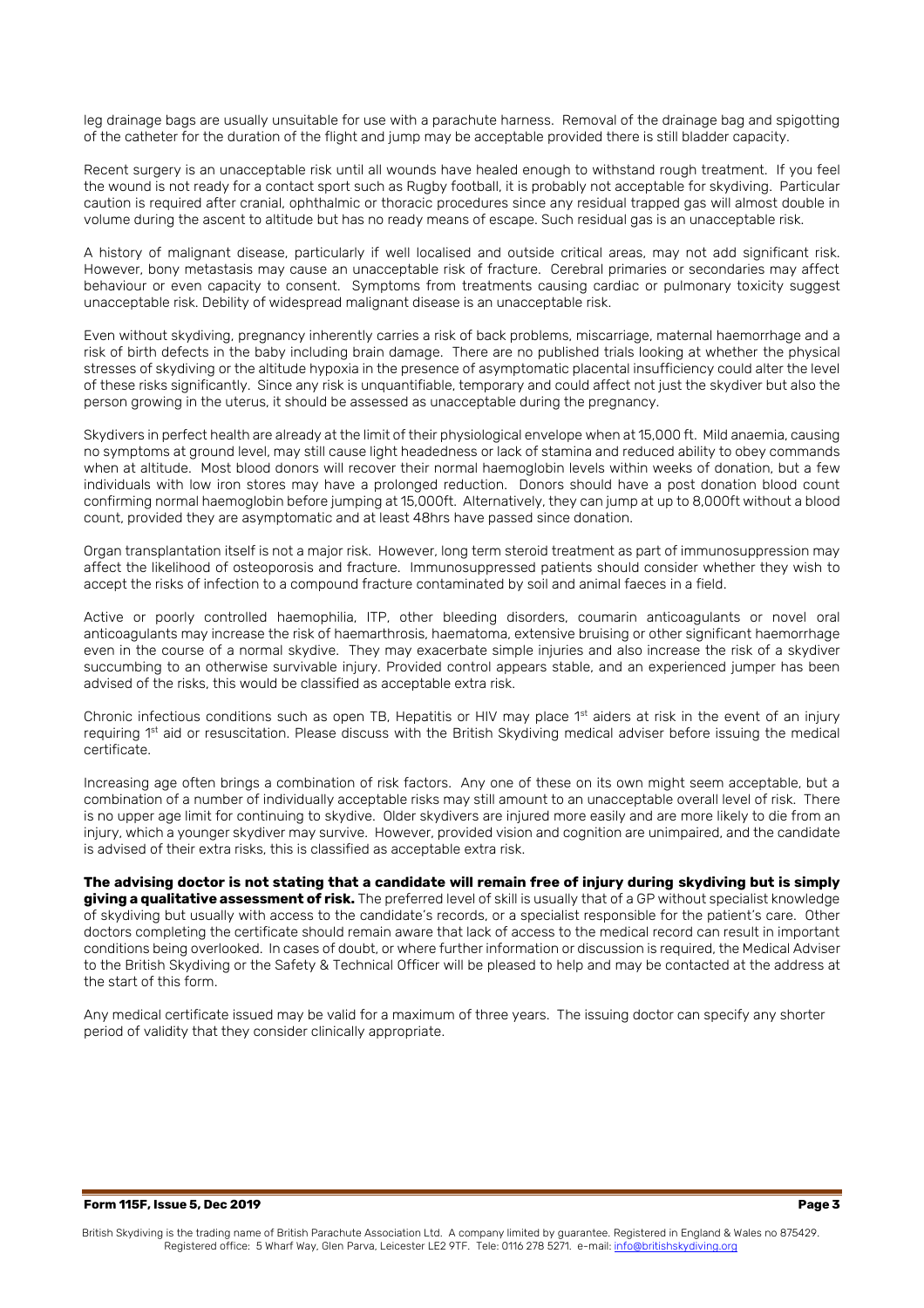leg drainage bags are usually unsuitable for use with a parachute harness. Removal of the drainage bag and spigotting of the catheter for the duration of the flight and jump may be acceptable provided there is still bladder capacity.

Recent surgery is an unacceptable risk until all wounds have healed enough to withstand rough treatment. If you feel the wound is not ready for a contact sport such as Rugby football, it is probably not acceptable for skydiving. Particular caution is required after cranial, ophthalmic or thoracic procedures since any residual trapped gas will almost double in volume during the ascent to altitude but has no ready means of escape. Such residual gas is an unacceptable risk.

A history of malignant disease, particularly if well localised and outside critical areas, may not add significant risk. However, bony metastasis may cause an unacceptable risk of fracture. Cerebral primaries or secondaries may affect behaviour or even capacity to consent. Symptoms from treatments causing cardiac or pulmonary toxicity suggest unacceptable risk. Debility of widespread malignant disease is an unacceptable risk.

Even without skydiving, pregnancy inherently carries a risk of back problems, miscarriage, maternal haemorrhage and a risk of birth defects in the baby including brain damage. There are no published trials looking at whether the physical stresses of skydiving or the altitude hypoxia in the presence of asymptomatic placental insufficiency could alter the level of these risks significantly. Since any risk is unquantifiable, temporary and could affect not just the skydiver but also the person growing in the uterus, it should be assessed as unacceptable during the pregnancy.

Skydivers in perfect health are already at the limit of their physiological envelope when at 15,000 ft. Mild anaemia, causing no symptoms at ground level, may still cause light headedness or lack of stamina and reduced ability to obey commands when at altitude. Most blood donors will recover their normal haemoglobin levels within weeks of donation, but a few individuals with low iron stores may have a prolonged reduction. Donors should have a post donation blood count confirming normal haemoglobin before jumping at 15,000ft. Alternatively, they can jump at up to 8,000ft without a blood count, provided they are asymptomatic and at least 48hrs have passed since donation.

Organ transplantation itself is not a major risk. However, long term steroid treatment as part of immunosuppression may affect the likelihood of osteoporosis and fracture. Immunosuppressed patients should consider whether they wish to accept the risks of infection to a compound fracture contaminated by soil and animal faeces in a field.

Active or poorly controlled haemophilia, ITP, other bleeding disorders, coumarin anticoagulants or novel oral anticoagulants may increase the risk of haemarthrosis, haematoma, extensive bruising or other significant haemorrhage even in the course of a normal skydive. They may exacerbate simple injuries and also increase the risk of a skydiver succumbing to an otherwise survivable injury. Provided control appears stable, and an experienced jumper has been advised of the risks, this would be classified as acceptable extra risk.

Chronic infectious conditions such as open TB, Hepatitis or HIV may place 1st aiders at risk in the event of an injury requiring 1st aid or resuscitation. Please discuss with the British Skydiving medical adviser before issuing the medical certificate.

Increasing age often brings a combination of risk factors. Any one of these on its own might seem acceptable, but a combination of a number of individually acceptable risks may still amount to an unacceptable overall level of risk. There is no upper age limit for continuing to skydive. Older skydivers are injured more easily and are more likely to die from an injury, which a younger skydiver may survive. However, provided vision and cognition are unimpaired, and the candidate is advised of their extra risks, this is classified as acceptable extra risk.

**The advising doctor is not stating that a candidate will remain free of injury during skydiving but is simply giving a qualitative assessment of risk.** The preferred level of skill is usually that of a GP without specialist knowledge of skydiving but usually with access to the candidate's records, or a specialist responsible for the patient's care. Other doctors completing the certificate should remain aware that lack of access to the medical record can result in important conditions being overlooked. In cases of doubt, or where further information or discussion is required, the Medical Adviser to the British Skydiving or the Safety & Technical Officer will be pleased to help and may be contacted at the address at the start of this form.

Any medical certificate issued may be valid for a maximum of three years. The issuing doctor can specify any shorter period of validity that they consider clinically appropriate.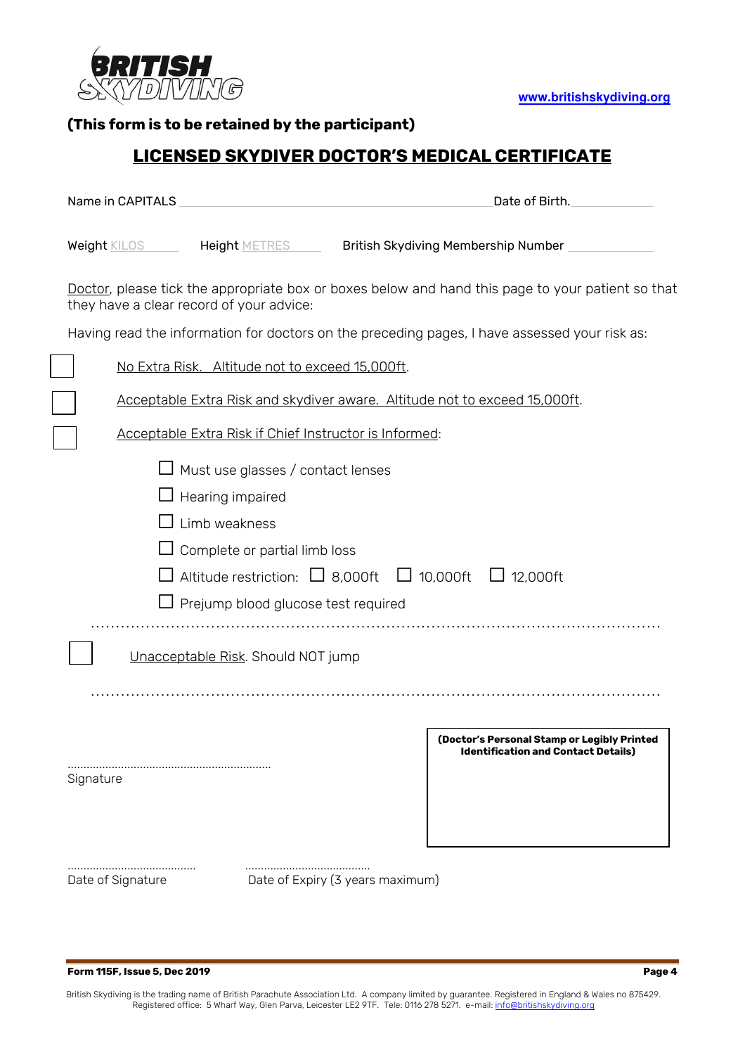**(This form is to be retained by the participant)**

# LICENSED SKYDIVER DOCTOR'S MEDICAL CERTIFICATE

Name in CAPITALS ____________________________ Date of Birth. ____________

Weight KILOS ______ Height METRES ______ British Skydiving Membership Number ____________

Doctor, please tick the appropriate box or boxes below and hand this page to your patient so that they have a clear record of your advice:

Having read the information for doctors on the preceding pages, I have assessed your risk as:

☐ No Extra Risk. Altitude not to exceed 15,000ft.

☐ Acceptable Extra Risk and skydiver aware. Altitude not to exceed 15,000ft.

☐ Acceptable Extra Risk if Chief Instructor is Informed:

- ☐ Must use glasses / contact lenses
- ☐ Hearing impaired
- ☐ Limb weakness
- ☐ Complete or partial limb loss
- ☐ Altitude restriction: ☐ 8,000ft ☐ 10,000ft ☐ 12,000ft
- ☐ Prejump blood glucose test required

..........................................................................................................

☐ Unacceptable Risk. Should NOT jump

..........................................................................................................

..................................................................
Signature

**(Doctor's Personal Stamp or Legibly Printed Identification and Contact Details)**

.......................................... ..........................................
Date of Signature Date of Expiry (3 years maximum)

**Form 115F, Issue 5, Dec 2019**

British Skydiving is the trading name of British Parachute Association Ltd. A company limited by guarantee. Registered in England & Wales no 875429. Registered office: 5 Wharf Way, Glen Parva, Leicester LE2 9TF. Tele: 0116 278 5271. e-mail: info@britishskydiving.org